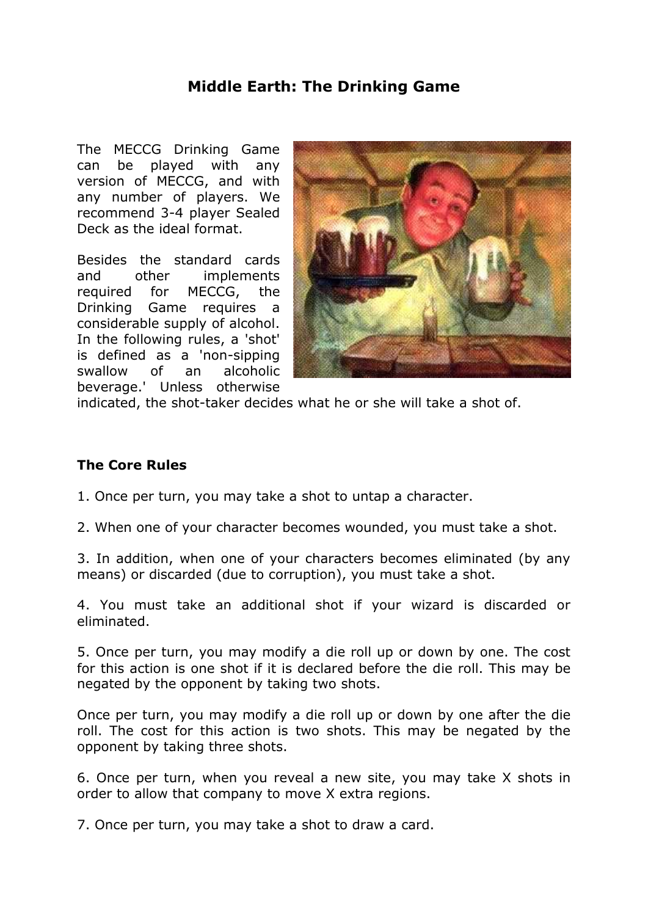# Middle Earth: The Drinking Game

The MECCG Drinking Game can be played with any version of MECCG, and with any number of players. We recommend 3-4 player Sealed Deck as the ideal format.

Besides the standard cards and other implements required for MECCG, the Drinking Game requires a considerable supply of alcohol. In the following rules, a 'shot' is defined as a 'non-sipping swallow of an alcoholic beverage.' Unless otherwise indicated, the shot-taker decides what he or she will take a shot of.

## The Core Rules

1. Once per turn, you may take a shot to untap a character.

2. When one of your character becomes wounded, you must take a shot.

3. In addition, when one of your characters becomes eliminated (by any means) or discarded (due to corruption), you must take a shot.

4. You must take an additional shot if your wizard is discarded or eliminated.

5. Once per turn, you may modify a die roll up or down by one. The cost for this action is one shot if it is declared before the die roll. This may be negated by the opponent by taking two shots.

Once per turn, you may modify a die roll up or down by one after the die roll. The cost for this action is two shots. This may be negated by the opponent by taking three shots.

6. Once per turn, when you reveal a new site, you may take X shots in order to allow that company to move X extra regions.

7. Once per turn, you may take a shot to draw a card.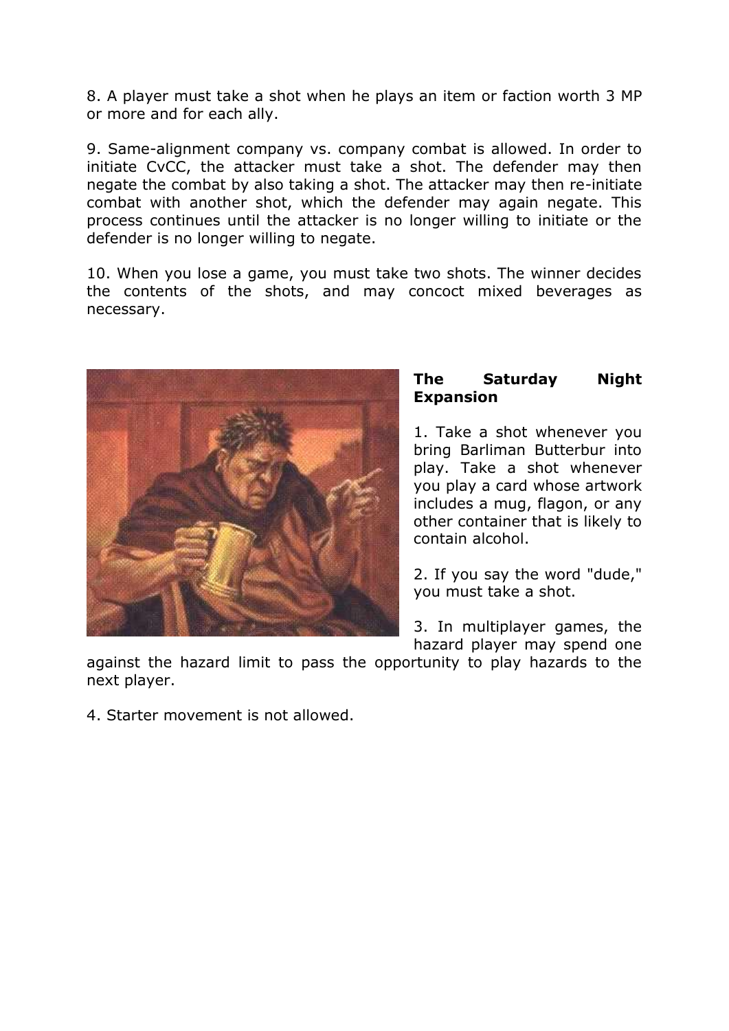8. A player must take a shot when he plays an item or faction worth 3 MP or more and for each ally.

9. Same-alignment company vs. company combat is allowed. In order to initiate CvCC, the attacker must take a shot. The defender may then negate the combat by also taking a shot. The attacker may then re-initiate combat with another shot, which the defender may again negate. This process continues until the attacker is no longer willing to initiate or the defender is no longer willing to negate.

10. When you lose a game, you must take two shots. The winner decides the contents of the shots, and may concoct mixed beverages as necessary.

## The Saturday Night Expansion

1. Take a shot whenever you bring Barliman Butterbur into play. Take a shot whenever you play a card whose artwork includes a mug, flagon, or any other container that is likely to contain alcohol.

2. If you say the word "dude," you must take a shot.

3. In multiplayer games, the hazard player may spend one against the hazard limit to pass the opportunity to play hazards to the next player.

4. Starter movement is not allowed.